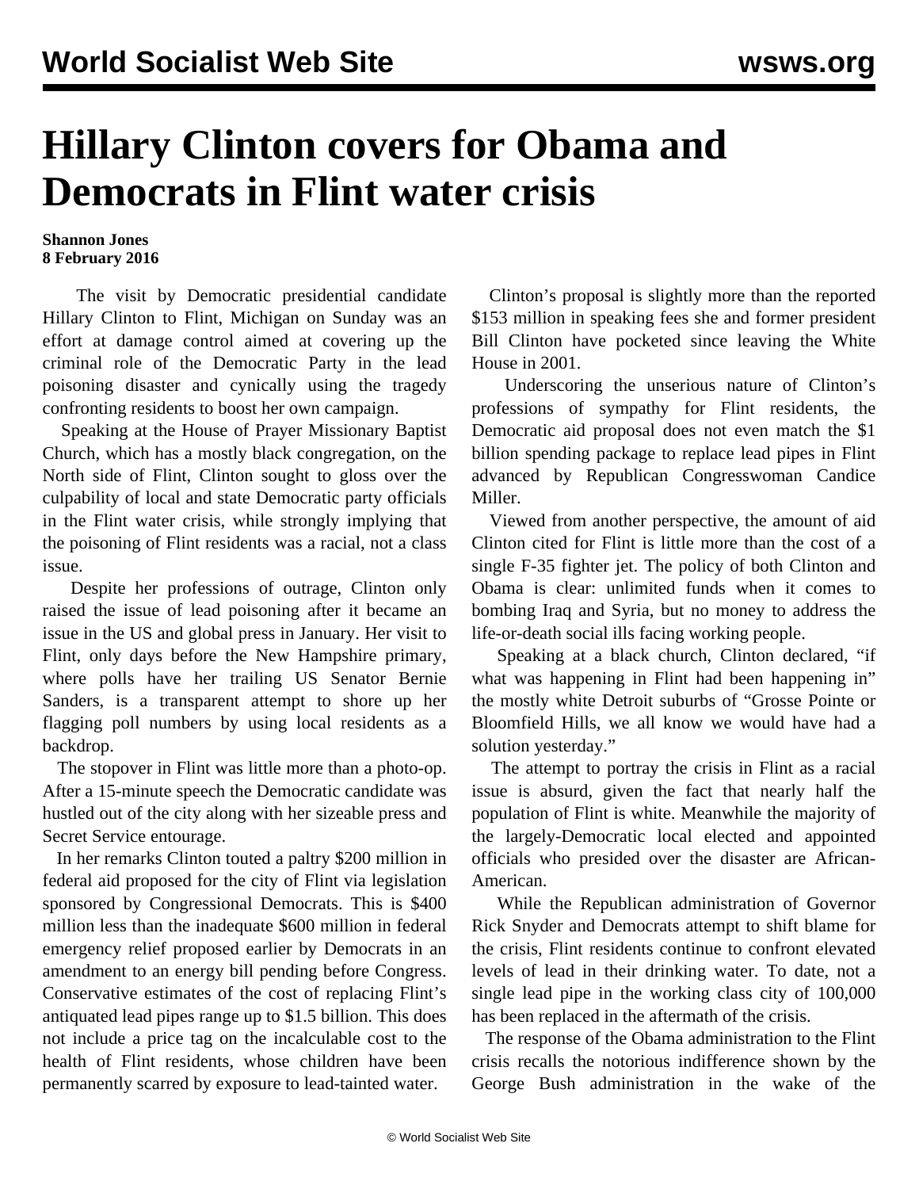# Hillary Clinton covers for Obama and Democrats in Flint water crisis

**Shannon Jones**
**8 February 2016**

The visit by Democratic presidential candidate Hillary Clinton to Flint, Michigan on Sunday was an effort at damage control aimed at covering up the criminal role of the Democratic Party in the lead poisoning disaster and cynically using the tragedy confronting residents to boost her own campaign.

Speaking at the House of Prayer Missionary Baptist Church, which has a mostly black congregation, on the North side of Flint, Clinton sought to gloss over the culpability of local and state Democratic party officials in the Flint water crisis, while strongly implying that the poisoning of Flint residents was a racial, not a class issue.

Despite her professions of outrage, Clinton only raised the issue of lead poisoning after it became an issue in the US and global press in January. Her visit to Flint, only days before the New Hampshire primary, where polls have her trailing US Senator Bernie Sanders, is a transparent attempt to shore up her flagging poll numbers by using local residents as a backdrop.

The stopover in Flint was little more than a photo-op. After a 15-minute speech the Democratic candidate was hustled out of the city along with her sizeable press and Secret Service entourage.

In her remarks Clinton touted a paltry $200 million in federal aid proposed for the city of Flint via legislation sponsored by Congressional Democrats. This is $400 million less than the inadequate $600 million in federal emergency relief proposed earlier by Democrats in an amendment to an energy bill pending before Congress. Conservative estimates of the cost of replacing Flint's antiquated lead pipes range up to $1.5 billion. This does not include a price tag on the incalculable cost to the health of Flint residents, whose children have been permanently scarred by exposure to lead-tainted water.

Clinton's proposal is slightly more than the reported $153 million in speaking fees she and former president Bill Clinton have pocketed since leaving the White House in 2001.

Underscoring the unserious nature of Clinton's professions of sympathy for Flint residents, the Democratic aid proposal does not even match the $1 billion spending package to replace lead pipes in Flint advanced by Republican Congresswoman Candice Miller.

Viewed from another perspective, the amount of aid Clinton cited for Flint is little more than the cost of a single F-35 fighter jet. The policy of both Clinton and Obama is clear: unlimited funds when it comes to bombing Iraq and Syria, but no money to address the life-or-death social ills facing working people.

Speaking at a black church, Clinton declared, "if what was happening in Flint had been happening in" the mostly white Detroit suburbs of "Grosse Pointe or Bloomfield Hills, we all know we would have had a solution yesterday."

The attempt to portray the crisis in Flint as a racial issue is absurd, given the fact that nearly half the population of Flint is white. Meanwhile the majority of the largely-Democratic local elected and appointed officials who presided over the disaster are African-American.

While the Republican administration of Governor Rick Snyder and Democrats attempt to shift blame for the crisis, Flint residents continue to confront elevated levels of lead in their drinking water. To date, not a single lead pipe in the working class city of 100,000 has been replaced in the aftermath of the crisis.

The response of the Obama administration to the Flint crisis recalls the notorious indifference shown by the George Bush administration in the wake of the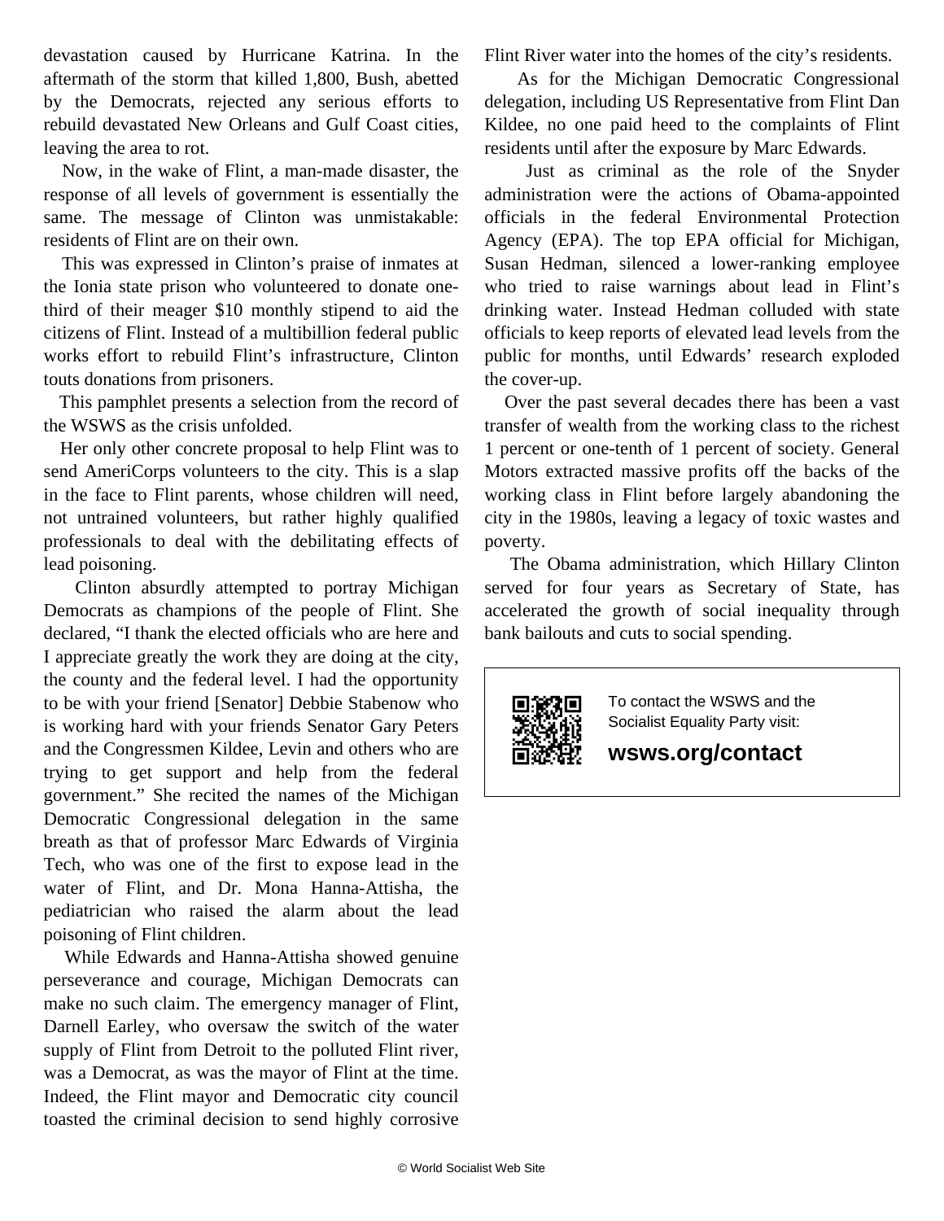devastation caused by Hurricane Katrina. In the aftermath of the storm that killed 1,800, Bush, abetted by the Democrats, rejected any serious efforts to rebuild devastated New Orleans and Gulf Coast cities, leaving the area to rot.

Now, in the wake of Flint, a man-made disaster, the response of all levels of government is essentially the same. The message of Clinton was unmistakable: residents of Flint are on their own.

This was expressed in Clinton's praise of inmates at the Ionia state prison who volunteered to donate one-third of their meager $10 monthly stipend to aid the citizens of Flint. Instead of a multibillion federal public works effort to rebuild Flint's infrastructure, Clinton touts donations from prisoners.

This pamphlet presents a selection from the record of the WSWS as the crisis unfolded.

Her only other concrete proposal to help Flint was to send AmeriCorps volunteers to the city. This is a slap in the face to Flint parents, whose children will need, not untrained volunteers, but rather highly qualified professionals to deal with the debilitating effects of lead poisoning.

Clinton absurdly attempted to portray Michigan Democrats as champions of the people of Flint. She declared, "I thank the elected officials who are here and I appreciate greatly the work they are doing at the city, the county and the federal level. I had the opportunity to be with your friend [Senator] Debbie Stabenow who is working hard with your friends Senator Gary Peters and the Congressmen Kildee, Levin and others who are trying to get support and help from the federal government." She recited the names of the Michigan Democratic Congressional delegation in the same breath as that of professor Marc Edwards of Virginia Tech, who was one of the first to expose lead in the water of Flint, and Dr. Mona Hanna-Attisha, the pediatrician who raised the alarm about the lead poisoning of Flint children.

While Edwards and Hanna-Attisha showed genuine perseverance and courage, Michigan Democrats can make no such claim. The emergency manager of Flint, Darnell Earley, who oversaw the switch of the water supply of Flint from Detroit to the polluted Flint river, was a Democrat, as was the mayor of Flint at the time. Indeed, the Flint mayor and Democratic city council toasted the criminal decision to send highly corrosive Flint River water into the homes of the city's residents.

As for the Michigan Democratic Congressional delegation, including US Representative from Flint Dan Kildee, no one paid heed to the complaints of Flint residents until after the exposure by Marc Edwards.

Just as criminal as the role of the Snyder administration were the actions of Obama-appointed officials in the federal Environmental Protection Agency (EPA). The top EPA official for Michigan, Susan Hedman, silenced a lower-ranking employee who tried to raise warnings about lead in Flint's drinking water. Instead Hedman colluded with state officials to keep reports of elevated lead levels from the public for months, until Edwards' research exploded the cover-up.

Over the past several decades there has been a vast transfer of wealth from the working class to the richest 1 percent or one-tenth of 1 percent of society. General Motors extracted massive profits off the backs of the working class in Flint before largely abandoning the city in the 1980s, leaving a legacy of toxic wastes and poverty.

The Obama administration, which Hillary Clinton served for four years as Secretary of State, has accelerated the growth of social inequality through bank bailouts and cuts to social spending.

To contact the WSWS and the Socialist Equality Party visit:

**wsws.org/contact**